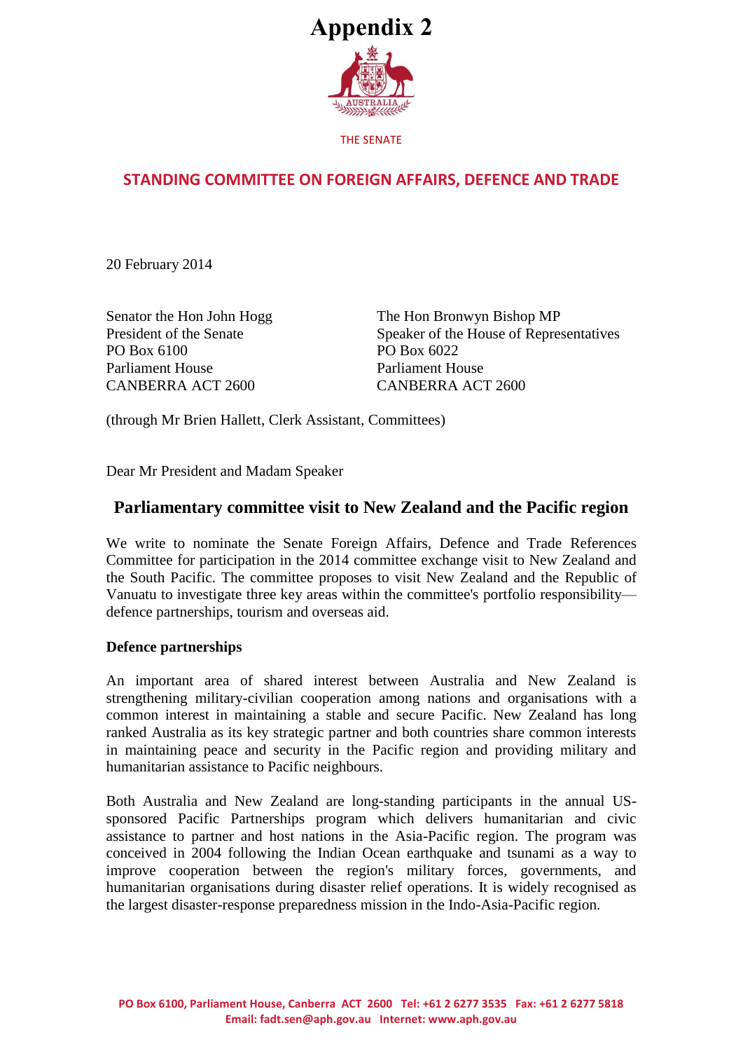# Appendix 2

THE SENATE

## STANDING COMMITTEE ON FOREIGN AFFAIRS, DEFENCE AND TRADE

20 February 2014

Senator the Hon John Hogg
President of the Senate
PO Box 6100
Parliament House
CANBERRA ACT 2600

The Hon Bronwyn Bishop MP
Speaker of the House of Representatives
PO Box 6022
Parliament House
CANBERRA ACT 2600

(through Mr Brien Hallett, Clerk Assistant, Committees)

Dear Mr President and Madam Speaker

## Parliamentary committee visit to New Zealand and the Pacific region

We write to nominate the Senate Foreign Affairs, Defence and Trade References Committee for participation in the 2014 committee exchange visit to New Zealand and the South Pacific. The committee proposes to visit New Zealand and the Republic of Vanuatu to investigate three key areas within the committee's portfolio responsibility—defence partnerships, tourism and overseas aid.

**Defence partnerships**

An important area of shared interest between Australia and New Zealand is strengthening military-civilian cooperation among nations and organisations with a common interest in maintaining a stable and secure Pacific. New Zealand has long ranked Australia as its key strategic partner and both countries share common interests in maintaining peace and security in the Pacific region and providing military and humanitarian assistance to Pacific neighbours.

Both Australia and New Zealand are long-standing participants in the annual US-sponsored Pacific Partnerships program which delivers humanitarian and civic assistance to partner and host nations in the Asia-Pacific region. The program was conceived in 2004 following the Indian Ocean earthquake and tsunami as a way to improve cooperation between the region's military forces, governments, and humanitarian organisations during disaster relief operations. It is widely recognised as the largest disaster-response preparedness mission in the Indo-Asia-Pacific region.

PO Box 6100, Parliament House, Canberra ACT 2600 Tel: +61 2 6277 3535 Fax: +61 2 6277 5818
Email: fadt.sen@aph.gov.au Internet: www.aph.gov.au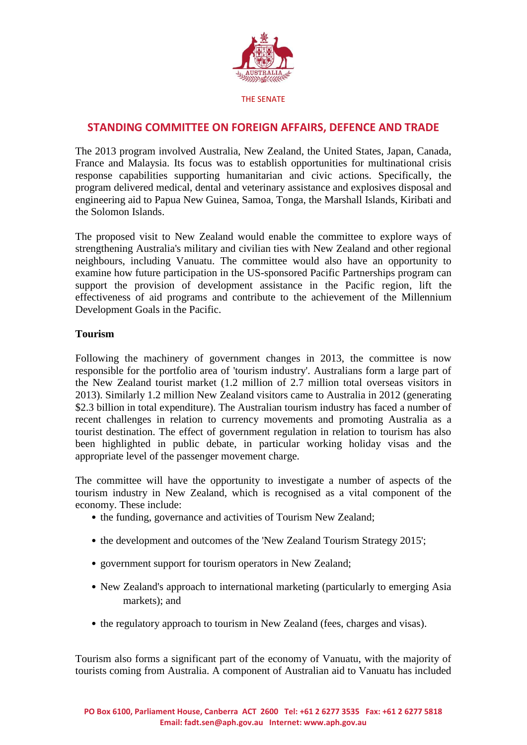The 2013 program involved Australia, New Zealand, the United States, Japan, Canada, France and Malaysia. Its focus was to establish opportunities for multinational crisis response capabilities supporting humanitarian and civic actions. Specifically, the program delivered medical, dental and veterinary assistance and explosives disposal and engineering aid to Papua New Guinea, Samoa, Tonga, the Marshall Islands, Kiribati and the Solomon Islands.

The proposed visit to New Zealand would enable the committee to explore ways of strengthening Australia's military and civilian ties with New Zealand and other regional neighbours, including Vanuatu. The committee would also have an opportunity to examine how future participation in the US-sponsored Pacific Partnerships program can support the provision of development assistance in the Pacific region, lift the effectiveness of aid programs and contribute to the achievement of the Millennium Development Goals in the Pacific.

**Tourism**

Following the machinery of government changes in 2013, the committee is now responsible for the portfolio area of 'tourism industry'. Australians form a large part of the New Zealand tourist market (1.2 million of 2.7 million total overseas visitors in 2013). Similarly 1.2 million New Zealand visitors came to Australia in 2012 (generating $2.3 billion in total expenditure). The Australian tourism industry has faced a number of recent challenges in relation to currency movements and promoting Australia as a tourist destination. The effect of government regulation in relation to tourism has also been highlighted in public debate, in particular working holiday visas and the appropriate level of the passenger movement charge.

The committee will have the opportunity to investigate a number of aspects of the tourism industry in New Zealand, which is recognised as a vital component of the economy. These include:

- the funding, governance and activities of Tourism New Zealand;
- the development and outcomes of the 'New Zealand Tourism Strategy 2015';
- government support for tourism operators in New Zealand;
- New Zealand's approach to international marketing (particularly to emerging Asia markets); and
- the regulatory approach to tourism in New Zealand (fees, charges and visas).

Tourism also forms a significant part of the economy of Vanuatu, with the majority of tourists coming from Australia. A component of Australian aid to Vanuatu has included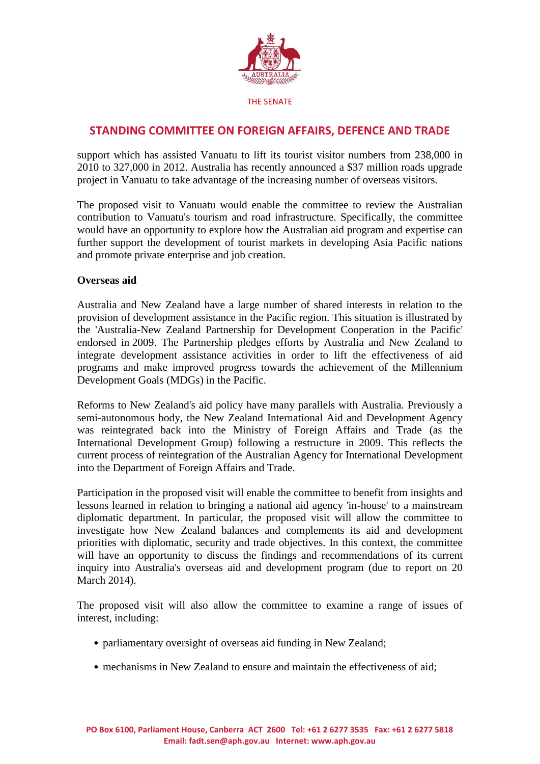support which has assisted Vanuatu to lift its tourist visitor numbers from 238,000 in 2010 to 327,000 in 2012. Australia has recently announced a $37 million roads upgrade project in Vanuatu to take advantage of the increasing number of overseas visitors.

The proposed visit to Vanuatu would enable the committee to review the Australian contribution to Vanuatu's tourism and road infrastructure. Specifically, the committee would have an opportunity to explore how the Australian aid program and expertise can further support the development of tourist markets in developing Asia Pacific nations and promote private enterprise and job creation.

**Overseas aid**

Australia and New Zealand have a large number of shared interests in relation to the provision of development assistance in the Pacific region. This situation is illustrated by the 'Australia-New Zealand Partnership for Development Cooperation in the Pacific' endorsed in 2009. The Partnership pledges efforts by Australia and New Zealand to integrate development assistance activities in order to lift the effectiveness of aid programs and make improved progress towards the achievement of the Millennium Development Goals (MDGs) in the Pacific.

Reforms to New Zealand's aid policy have many parallels with Australia. Previously a semi-autonomous body, the New Zealand International Aid and Development Agency was reintegrated back into the Ministry of Foreign Affairs and Trade (as the International Development Group) following a restructure in 2009. This reflects the current process of reintegration of the Australian Agency for International Development into the Department of Foreign Affairs and Trade.

Participation in the proposed visit will enable the committee to benefit from insights and lessons learned in relation to bringing a national aid agency 'in-house' to a mainstream diplomatic department. In particular, the proposed visit will allow the committee to investigate how New Zealand balances and complements its aid and development priorities with diplomatic, security and trade objectives. In this context, the committee will have an opportunity to discuss the findings and recommendations of its current inquiry into Australia's overseas aid and development program (due to report on 20 March 2014).

The proposed visit will also allow the committee to examine a range of issues of interest, including:

- parliamentary oversight of overseas aid funding in New Zealand;
- mechanisms in New Zealand to ensure and maintain the effectiveness of aid;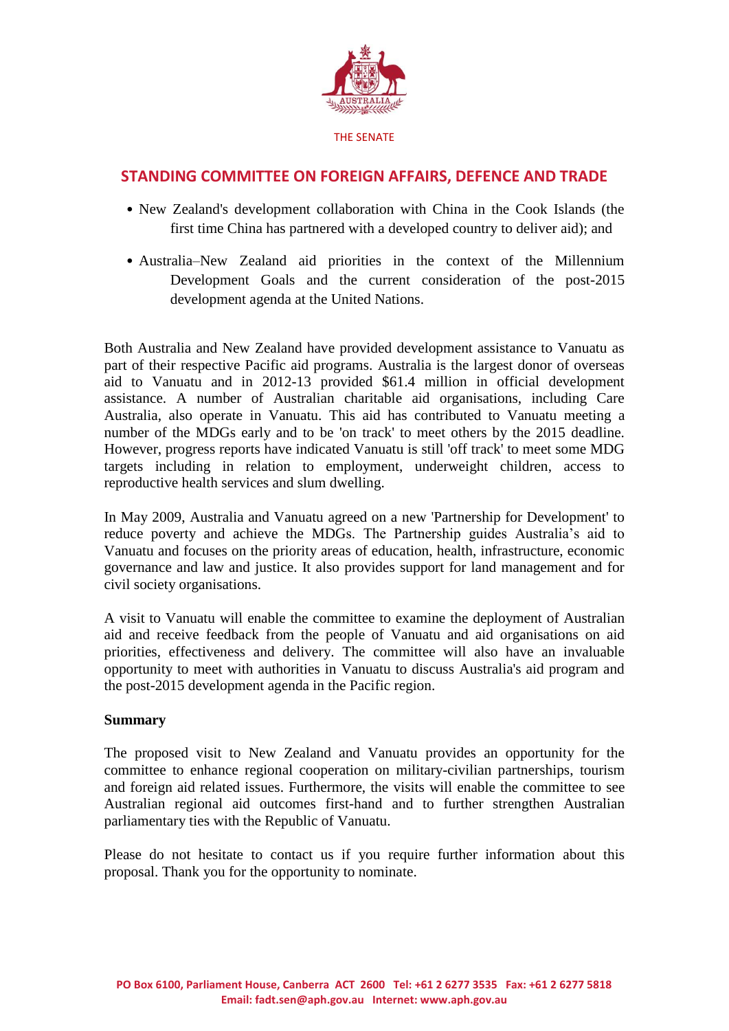- New Zealand's development collaboration with China in the Cook Islands (the first time China has partnered with a developed country to deliver aid); and
- Australia–New Zealand aid priorities in the context of the Millennium Development Goals and the current consideration of the post-2015 development agenda at the United Nations.

Both Australia and New Zealand have provided development assistance to Vanuatu as part of their respective Pacific aid programs. Australia is the largest donor of overseas aid to Vanuatu and in 2012-13 provided $61.4 million in official development assistance. A number of Australian charitable aid organisations, including Care Australia, also operate in Vanuatu. This aid has contributed to Vanuatu meeting a number of the MDGs early and to be 'on track' to meet others by the 2015 deadline. However, progress reports have indicated Vanuatu is still 'off track' to meet some MDG targets including in relation to employment, underweight children, access to reproductive health services and slum dwelling.

In May 2009, Australia and Vanuatu agreed on a new 'Partnership for Development' to reduce poverty and achieve the MDGs. The Partnership guides Australia's aid to Vanuatu and focuses on the priority areas of education, health, infrastructure, economic governance and law and justice. It also provides support for land management and for civil society organisations.

A visit to Vanuatu will enable the committee to examine the deployment of Australian aid and receive feedback from the people of Vanuatu and aid organisations on aid priorities, effectiveness and delivery. The committee will also have an invaluable opportunity to meet with authorities in Vanuatu to discuss Australia's aid program and the post-2015 development agenda in the Pacific region.

**Summary**

The proposed visit to New Zealand and Vanuatu provides an opportunity for the committee to enhance regional cooperation on military-civilian partnerships, tourism and foreign aid related issues. Furthermore, the visits will enable the committee to see Australian regional aid outcomes first-hand and to further strengthen Australian parliamentary ties with the Republic of Vanuatu.

Please do not hesitate to contact us if you require further information about this proposal. Thank you for the opportunity to nominate.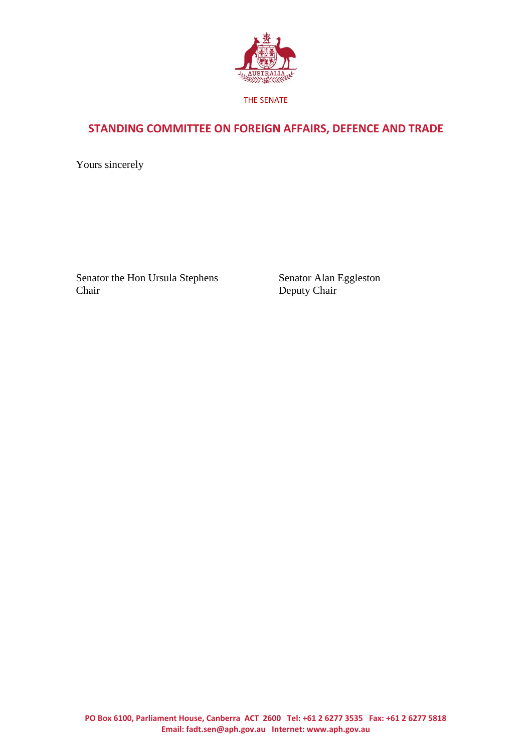THE SENATE

## STANDING COMMITTEE ON FOREIGN AFFAIRS, DEFENCE AND TRADE

Yours sincerely

Senator the Hon Ursula Stephens
Chair

Senator Alan Eggleston
Deputy Chair

**PO Box 6100, Parliament House, Canberra ACT 2600 Tel: +61 2 6277 3535 Fax: +61 2 6277 5818**
**Email: fadt.sen@aph.gov.au Internet: www.aph.gov.au**